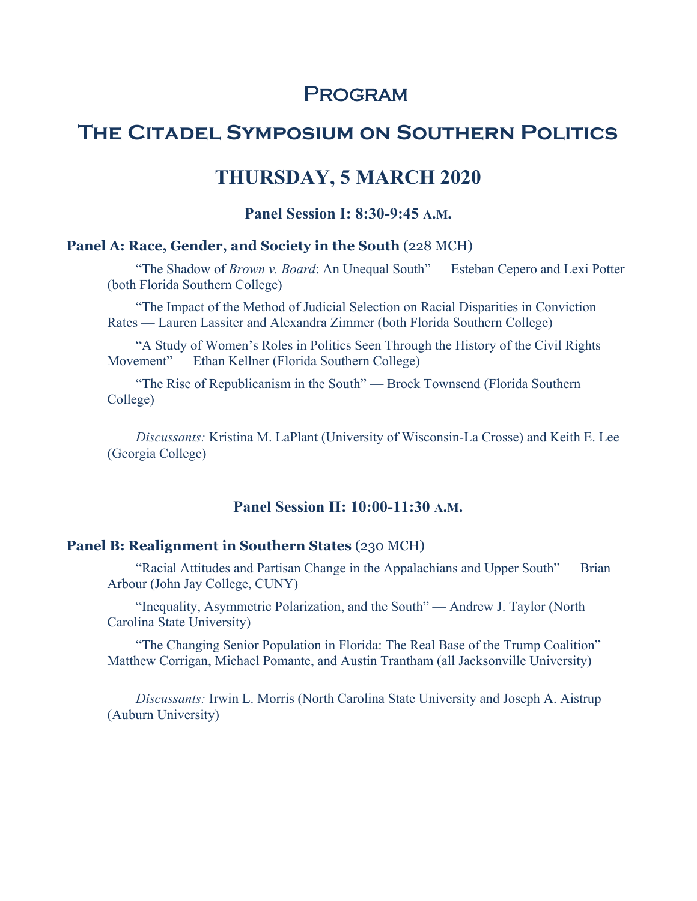# Program

# The Citadel Symposium on Southern Politics

## THURSDAY, 5 MARCH 2020

### Panel Session I: 8:30-9:45 a.m.

**Panel A: Race, Gender, and Society in the South** (228 MCH)

"The Shadow of *Brown v. Board*: An Unequal South" — Esteban Cepero and Lexi Potter (both Florida Southern College)

"The Impact of the Method of Judicial Selection on Racial Disparities in Conviction Rates — Lauren Lassiter and Alexandra Zimmer (both Florida Southern College)

"A Study of Women's Roles in Politics Seen Through the History of the Civil Rights Movement" — Ethan Kellner (Florida Southern College)

"The Rise of Republicanism in the South" — Brock Townsend (Florida Southern College)

*Discussants:* Kristina M. LaPlant (University of Wisconsin-La Crosse) and Keith E. Lee (Georgia College)

### Panel Session II: 10:00-11:30 a.m.

**Panel B: Realignment in Southern States** (230 MCH)

"Racial Attitudes and Partisan Change in the Appalachians and Upper South" — Brian Arbour (John Jay College, CUNY)

"Inequality, Asymmetric Polarization, and the South" — Andrew J. Taylor (North Carolina State University)

"The Changing Senior Population in Florida: The Real Base of the Trump Coalition" — Matthew Corrigan, Michael Pomante, and Austin Trantham (all Jacksonville University)

*Discussants:* Irwin L. Morris (North Carolina State University and Joseph A. Aistrup (Auburn University)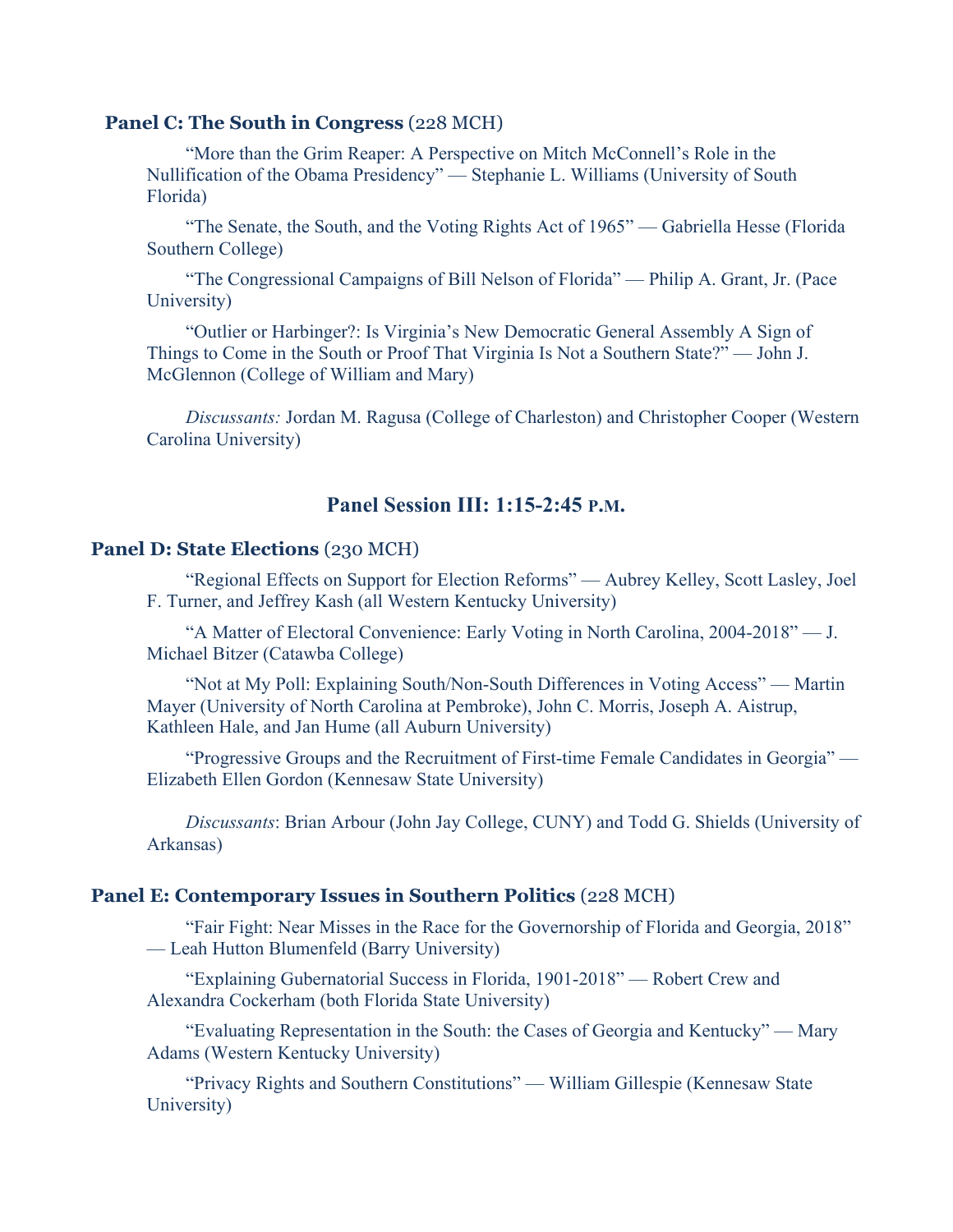### **Panel C: The South in Congress** (228 MCH)

"More than the Grim Reaper: A Perspective on Mitch McConnell's Role in the Nullification of the Obama Presidency" — Stephanie L. Williams (University of South Florida)

"The Senate, the South, and the Voting Rights Act of 1965" — Gabriella Hesse (Florida Southern College)

"The Congressional Campaigns of Bill Nelson of Florida" — Philip A. Grant, Jr. (Pace University)

"Outlier or Harbinger?: Is Virginia's New Democratic General Assembly A Sign of Things to Come in the South or Proof That Virginia Is Not a Southern State?" — John J. McGlennon (College of William and Mary)

*Discussants:* Jordan M. Ragusa (College of Charleston) and Christopher Cooper (Western Carolina University)

## **Panel Session III: 1:15-2:45 P.M.**

### **Panel D: State Elections** (230 MCH)

"Regional Effects on Support for Election Reforms" — Aubrey Kelley, Scott Lasley, Joel F. Turner, and Jeffrey Kash (all Western Kentucky University)

"A Matter of Electoral Convenience: Early Voting in North Carolina, 2004-2018" — J. Michael Bitzer (Catawba College)

"Not at My Poll: Explaining South/Non-South Differences in Voting Access" — Martin Mayer (University of North Carolina at Pembroke), John C. Morris, Joseph A. Aistrup, Kathleen Hale, and Jan Hume (all Auburn University)

"Progressive Groups and the Recruitment of First-time Female Candidates in Georgia" — Elizabeth Ellen Gordon (Kennesaw State University)

*Discussants*: Brian Arbour (John Jay College, CUNY) and Todd G. Shields (University of Arkansas)

### **Panel E: Contemporary Issues in Southern Politics** (228 MCH)

"Fair Fight: Near Misses in the Race for the Governorship of Florida and Georgia, 2018" — Leah Hutton Blumenfeld (Barry University)

"Explaining Gubernatorial Success in Florida, 1901-2018" — Robert Crew and Alexandra Cockerham (both Florida State University)

"Evaluating Representation in the South: the Cases of Georgia and Kentucky" — Mary Adams (Western Kentucky University)

"Privacy Rights and Southern Constitutions" — William Gillespie (Kennesaw State University)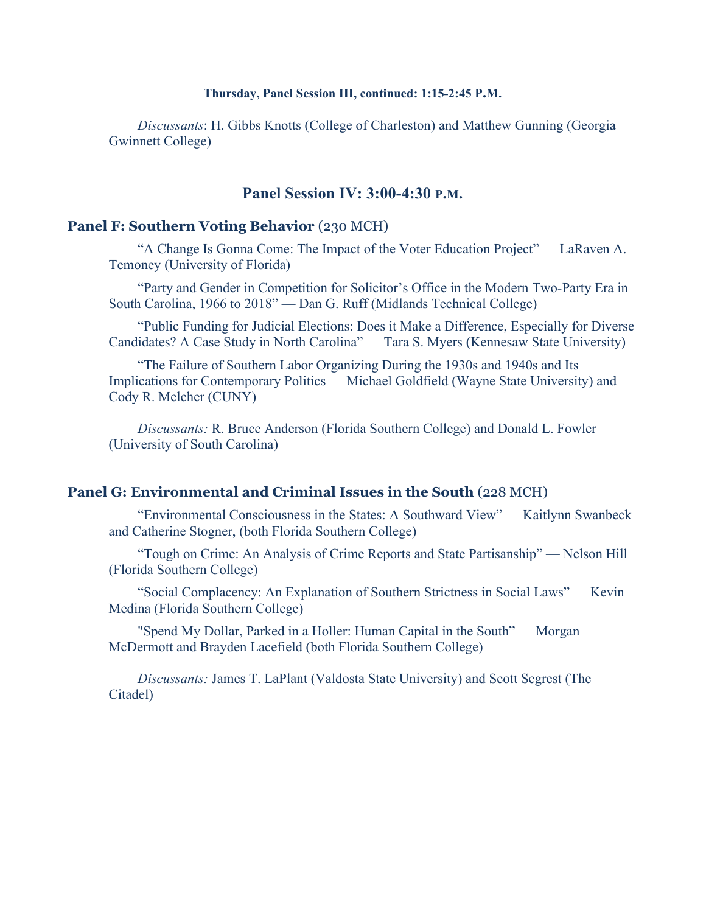**Thursday, Panel Session III, continued: 1:15-2:45 P.M.**

*Discussants*: H. Gibbs Knotts (College of Charleston) and Matthew Gunning (Georgia Gwinnett College)

## Panel Session IV: 3:00-4:30 P.M.

### **Panel F: Southern Voting Behavior** (230 MCH)

"A Change Is Gonna Come: The Impact of the Voter Education Project" — LaRaven A. Temoney (University of Florida)

"Party and Gender in Competition for Solicitor's Office in the Modern Two-Party Era in South Carolina, 1966 to 2018" — Dan G. Ruff (Midlands Technical College)

"Public Funding for Judicial Elections: Does it Make a Difference, Especially for Diverse Candidates? A Case Study in North Carolina" — Tara S. Myers (Kennesaw State University)

"The Failure of Southern Labor Organizing During the 1930s and 1940s and Its Implications for Contemporary Politics — Michael Goldfield (Wayne State University) and Cody R. Melcher (CUNY)

*Discussants:* R. Bruce Anderson (Florida Southern College) and Donald L. Fowler (University of South Carolina)

### **Panel G: Environmental and Criminal Issues in the South** (228 MCH)

"Environmental Consciousness in the States: A Southward View" — Kaitlynn Swanbeck and Catherine Stogner, (both Florida Southern College)

"Tough on Crime: An Analysis of Crime Reports and State Partisanship" — Nelson Hill (Florida Southern College)

"Social Complacency: An Explanation of Southern Strictness in Social Laws" — Kevin Medina (Florida Southern College)

"Spend My Dollar, Parked in a Holler: Human Capital in the South" — Morgan McDermott and Brayden Lacefield (both Florida Southern College)

*Discussants:* James T. LaPlant (Valdosta State University) and Scott Segrest (The Citadel)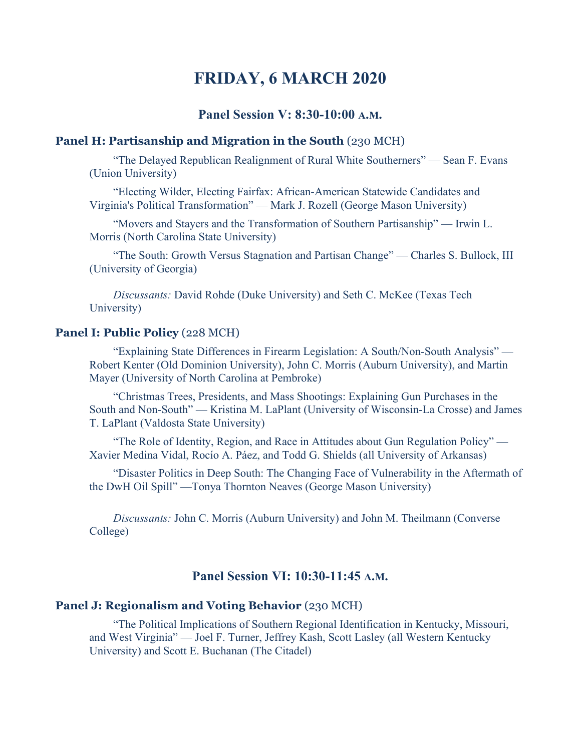# FRIDAY, 6 MARCH 2020

## Panel Session V: 8:30-10:00 A.M.

**Panel H: Partisanship and Migration in the South** (230 MCH)

"The Delayed Republican Realignment of Rural White Southerners" — Sean F. Evans (Union University)

"Electing Wilder, Electing Fairfax: African-American Statewide Candidates and Virginia's Political Transformation" — Mark J. Rozell (George Mason University)

"Movers and Stayers and the Transformation of Southern Partisanship" — Irwin L. Morris (North Carolina State University)

"The South: Growth Versus Stagnation and Partisan Change" — Charles S. Bullock, III (University of Georgia)

*Discussants:* David Rohde (Duke University) and Seth C. McKee (Texas Tech University)

**Panel I: Public Policy** (228 MCH)

"Explaining State Differences in Firearm Legislation: A South/Non-South Analysis" — Robert Kenter (Old Dominion University), John C. Morris (Auburn University), and Martin Mayer (University of North Carolina at Pembroke)

"Christmas Trees, Presidents, and Mass Shootings: Explaining Gun Purchases in the South and Non-South" — Kristina M. LaPlant (University of Wisconsin-La Crosse) and James T. LaPlant (Valdosta State University)

"The Role of Identity, Region, and Race in Attitudes about Gun Regulation Policy" — Xavier Medina Vidal, Rocío A. Páez, and Todd G. Shields (all University of Arkansas)

"Disaster Politics in Deep South: The Changing Face of Vulnerability in the Aftermath of the DwH Oil Spill" —Tonya Thornton Neaves (George Mason University)

*Discussants:* John C. Morris (Auburn University) and John M. Theilmann (Converse College)

## Panel Session VI: 10:30-11:45 A.M.

**Panel J: Regionalism and Voting Behavior** (230 MCH)

"The Political Implications of Southern Regional Identification in Kentucky, Missouri, and West Virginia" — Joel F. Turner, Jeffrey Kash, Scott Lasley (all Western Kentucky University) and Scott E. Buchanan (The Citadel)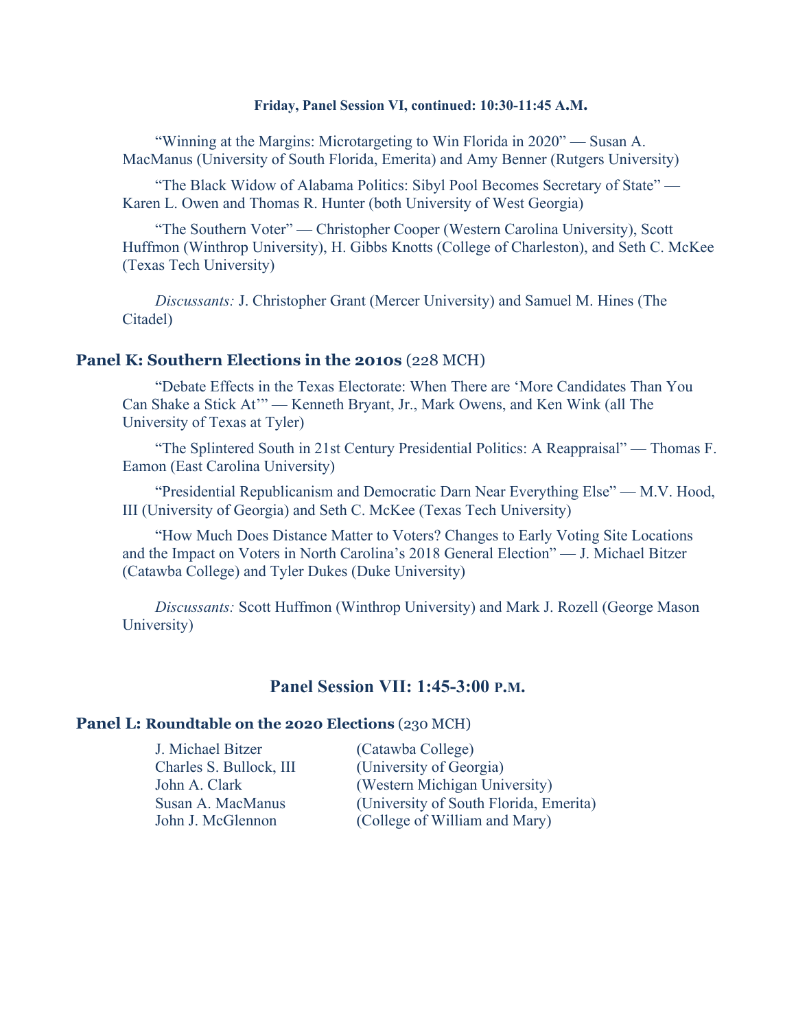**Friday, Panel Session VI, continued: 10:30-11:45 A.M.**

“Winning at the Margins: Microtargeting to Win Florida in 2020” — Susan A. MacManus (University of South Florida, Emerita) and Amy Benner (Rutgers University)

“The Black Widow of Alabama Politics: Sibyl Pool Becomes Secretary of State” — Karen L. Owen and Thomas R. Hunter (both University of West Georgia)

“The Southern Voter” — Christopher Cooper (Western Carolina University), Scott Huffmon (Winthrop University), H. Gibbs Knotts (College of Charleston), and Seth C. McKee (Texas Tech University)

*Discussants:* J. Christopher Grant (Mercer University) and Samuel M. Hines (The Citadel)

### **Panel K: Southern Elections in the 2010s** (228 MCH)

“Debate Effects in the Texas Electorate: When There are ‘More Candidates Than You Can Shake a Stick At’” — Kenneth Bryant, Jr., Mark Owens, and Ken Wink (all The University of Texas at Tyler)

“The Splintered South in 21st Century Presidential Politics: A Reappraisal” — Thomas F. Eamon (East Carolina University)

“Presidential Republicanism and Democratic Darn Near Everything Else” — M.V. Hood, III (University of Georgia) and Seth C. McKee (Texas Tech University)

“How Much Does Distance Matter to Voters? Changes to Early Voting Site Locations and the Impact on Voters in North Carolina’s 2018 General Election” — J. Michael Bitzer (Catawba College) and Tyler Dukes (Duke University)

*Discussants:* Scott Huffmon (Winthrop University) and Mark J. Rozell (George Mason University)

## **Panel Session VII: 1:45-3:00 P.M.**

### **Panel L: Roundtable on the 2020 Elections** (230 MCH)

J. Michael Bitzer (Catawba College)
Charles S. Bullock, III (University of Georgia)
John A. Clark (Western Michigan University)
Susan A. MacManus (University of South Florida, Emerita)
John J. McGlennon (College of William and Mary)